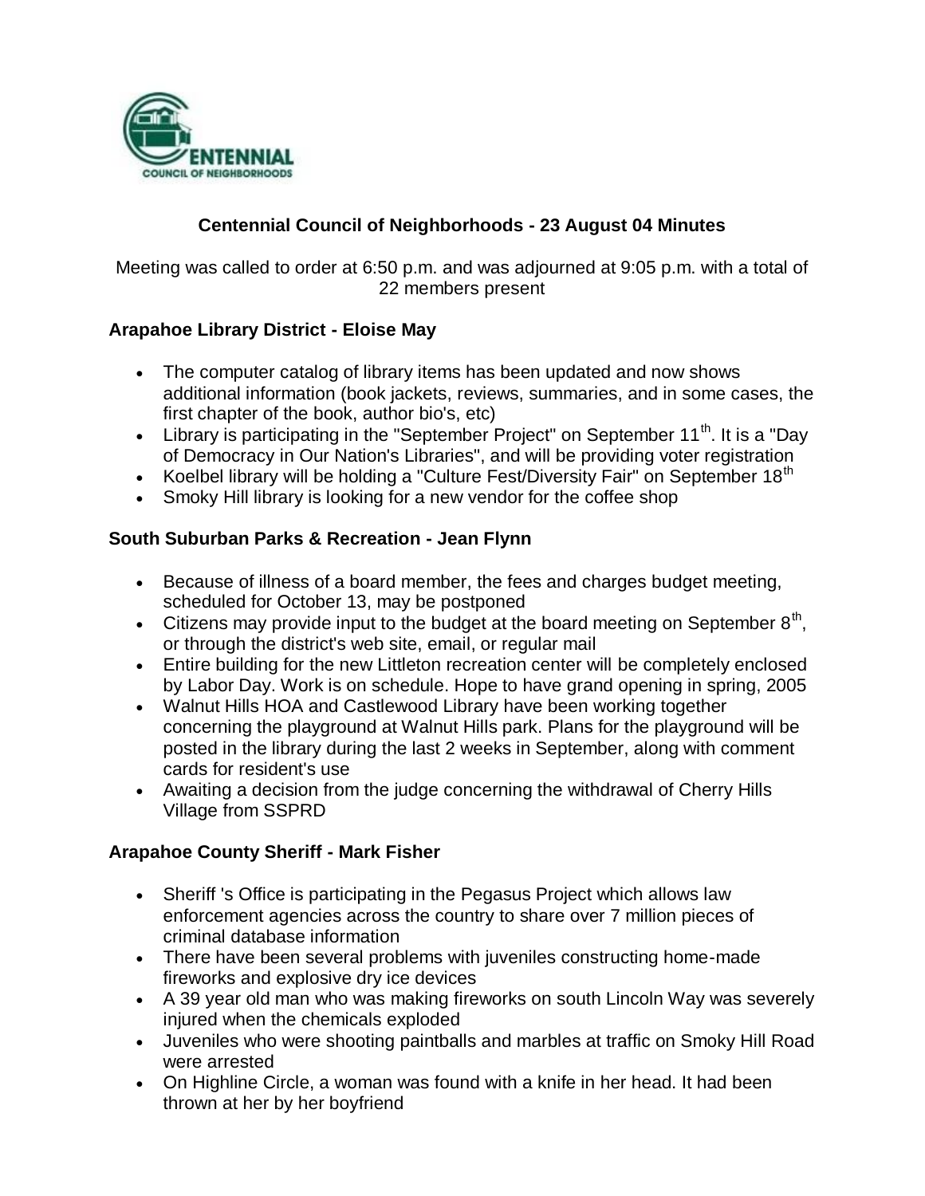## Centennial Council of Neighborhoods - 23 August 04 Minutes

Meeting was called to order at 6:50 p.m. and was adjourned at 9:05 p.m. with a total of 22 members present

### Arapahoe Library District - Eloise May

- The computer catalog of library items has been updated and now shows additional information (book jackets, reviews, summaries, and in some cases, the first chapter of the book, author bio's, etc)
- Library is participating in the "September Project" on September 11th. It is a "Day of Democracy in Our Nation's Libraries", and will be providing voter registration
- Koelbel library will be holding a "Culture Fest/Diversity Fair" on September 18th
- Smoky Hill library is looking for a new vendor for the coffee shop

### South Suburban Parks & Recreation - Jean Flynn

- Because of illness of a board member, the fees and charges budget meeting, scheduled for October 13, may be postponed
- Citizens may provide input to the budget at the board meeting on September 8th, or through the district's web site, email, or regular mail
- Entire building for the new Littleton recreation center will be completely enclosed by Labor Day. Work is on schedule. Hope to have grand opening in spring, 2005
- Walnut Hills HOA and Castlewood Library have been working together concerning the playground at Walnut Hills park. Plans for the playground will be posted in the library during the last 2 weeks in September, along with comment cards for resident's use
- Awaiting a decision from the judge concerning the withdrawal of Cherry Hills Village from SSPRD

### Arapahoe County Sheriff - Mark Fisher

- Sheriff 's Office is participating in the Pegasus Project which allows law enforcement agencies across the country to share over 7 million pieces of criminal database information
- There have been several problems with juveniles constructing home-made fireworks and explosive dry ice devices
- A 39 year old man who was making fireworks on south Lincoln Way was severely injured when the chemicals exploded
- Juveniles who were shooting paintballs and marbles at traffic on Smoky Hill Road were arrested
- On Highline Circle, a woman was found with a knife in her head. It had been thrown at her by her boyfriend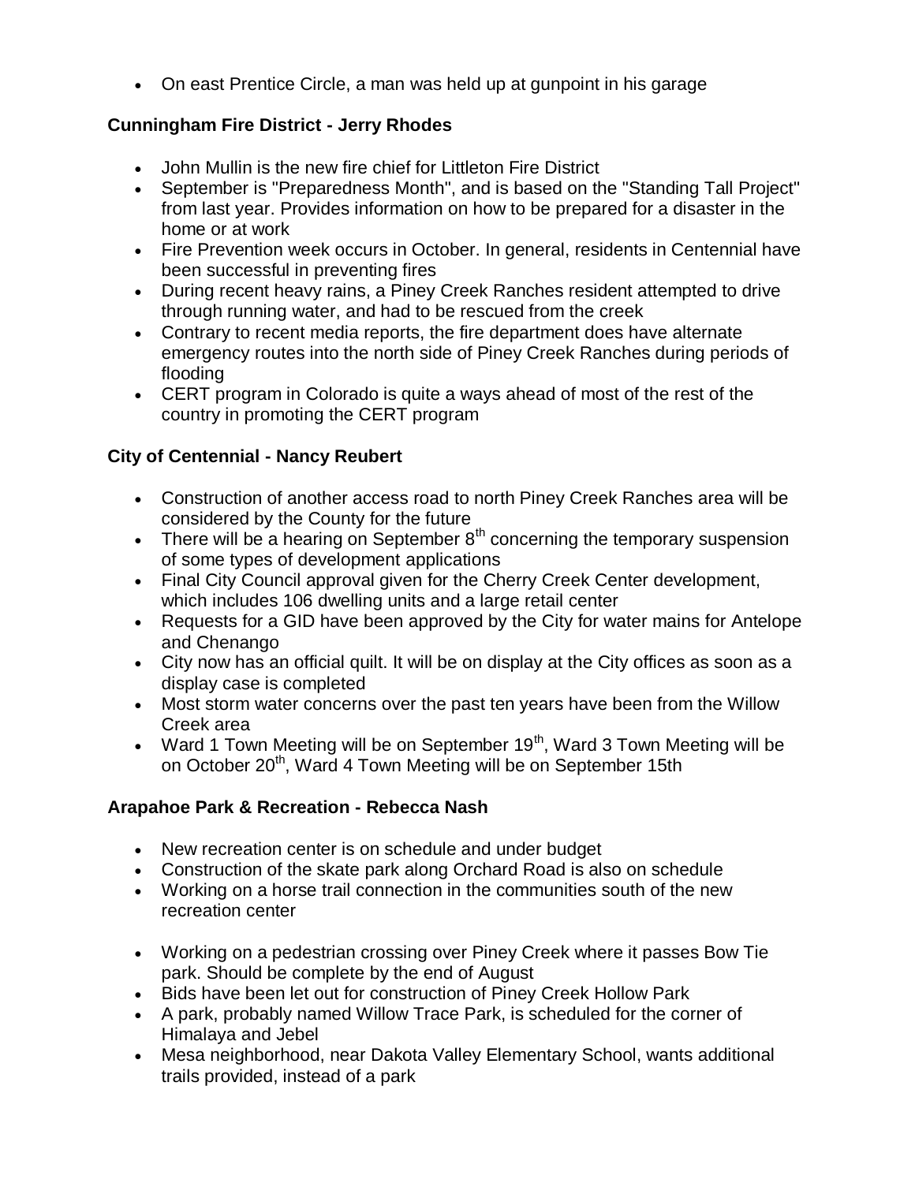- On east Prentice Circle, a man was held up at gunpoint in his garage

**Cunningham Fire District - Jerry Rhodes**

- John Mullin is the new fire chief for Littleton Fire District
- September is "Preparedness Month", and is based on the "Standing Tall Project" from last year. Provides information on how to be prepared for a disaster in the home or at work
- Fire Prevention week occurs in October. In general, residents in Centennial have been successful in preventing fires
- During recent heavy rains, a Piney Creek Ranches resident attempted to drive through running water, and had to be rescued from the creek
- Contrary to recent media reports, the fire department does have alternate emergency routes into the north side of Piney Creek Ranches during periods of flooding
- CERT program in Colorado is quite a ways ahead of most of the rest of the country in promoting the CERT program

**City of Centennial - Nancy Reubert**

- Construction of another access road to north Piney Creek Ranches area will be considered by the County for the future
- There will be a hearing on September 8th concerning the temporary suspension of some types of development applications
- Final City Council approval given for the Cherry Creek Center development, which includes 106 dwelling units and a large retail center
- Requests for a GID have been approved by the City for water mains for Antelope and Chenango
- City now has an official quilt. It will be on display at the City offices as soon as a display case is completed
- Most storm water concerns over the past ten years have been from the Willow Creek area
- Ward 1 Town Meeting will be on September 19th, Ward 3 Town Meeting will be on October 20th, Ward 4 Town Meeting will be on September 15th

**Arapahoe Park & Recreation - Rebecca Nash**

- New recreation center is on schedule and under budget
- Construction of the skate park along Orchard Road is also on schedule
- Working on a horse trail connection in the communities south of the new recreation center
- Working on a pedestrian crossing over Piney Creek where it passes Bow Tie park. Should be complete by the end of August
- Bids have been let out for construction of Piney Creek Hollow Park
- A park, probably named Willow Trace Park, is scheduled for the corner of Himalaya and Jebel
- Mesa neighborhood, near Dakota Valley Elementary School, wants additional trails provided, instead of a park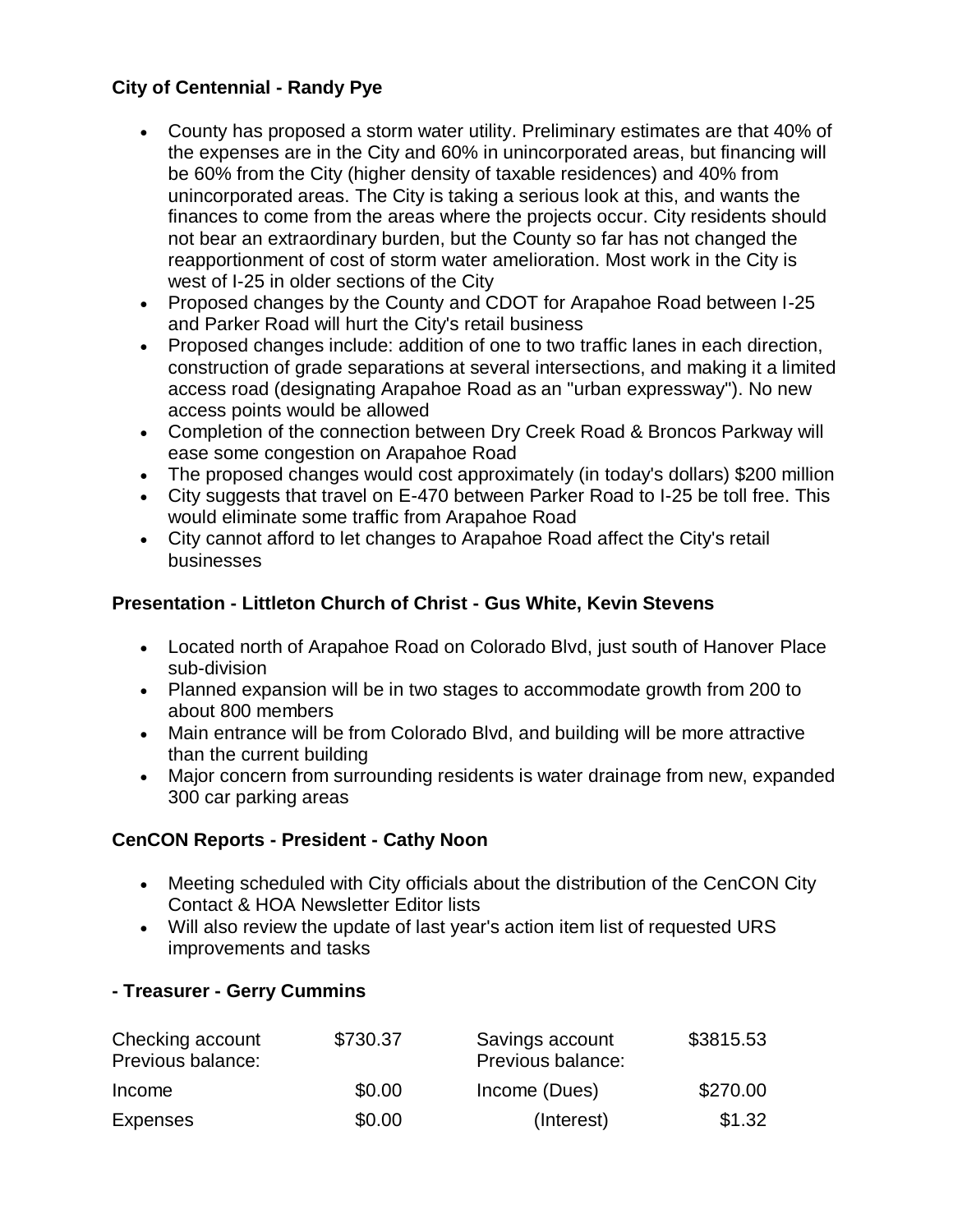**City of Centennial - Randy Pye**

- County has proposed a storm water utility. Preliminary estimates are that 40% of the expenses are in the City and 60% in unincorporated areas, but financing will be 60% from the City (higher density of taxable residences) and 40% from unincorporated areas. The City is taking a serious look at this, and wants the finances to come from the areas where the projects occur. City residents should not bear an extraordinary burden, but the County so far has not changed the reapportionment of cost of storm water amelioration. Most work in the City is west of I-25 in older sections of the City
- Proposed changes by the County and CDOT for Arapahoe Road between I-25 and Parker Road will hurt the City's retail business
- Proposed changes include: addition of one to two traffic lanes in each direction, construction of grade separations at several intersections, and making it a limited access road (designating Arapahoe Road as an "urban expressway"). No new access points would be allowed
- Completion of the connection between Dry Creek Road & Broncos Parkway will ease some congestion on Arapahoe Road
- The proposed changes would cost approximately (in today's dollars) $200 million
- City suggests that travel on E-470 between Parker Road to I-25 be toll free. This would eliminate some traffic from Arapahoe Road
- City cannot afford to let changes to Arapahoe Road affect the City's retail businesses

**Presentation - Littleton Church of Christ - Gus White, Kevin Stevens**

- Located north of Arapahoe Road on Colorado Blvd, just south of Hanover Place sub-division
- Planned expansion will be in two stages to accommodate growth from 200 to about 800 members
- Main entrance will be from Colorado Blvd, and building will be more attractive than the current building
- Major concern from surrounding residents is water drainage from new, expanded 300 car parking areas

**CenCON Reports - President - Cathy Noon**

- Meeting scheduled with City officials about the distribution of the CenCON City Contact & HOA Newsletter Editor lists
- Will also review the update of last year's action item list of requested URS improvements and tasks

**- Treasurer - Gerry Cummins**

| | | | |
|---|---|---|---|
| Checking account Previous balance: | $730.37 | Savings account Previous balance: | $3815.53 |
| Income | $0.00 | Income (Dues) | $270.00 |
| Expenses | $0.00 | (Interest) | $1.32 |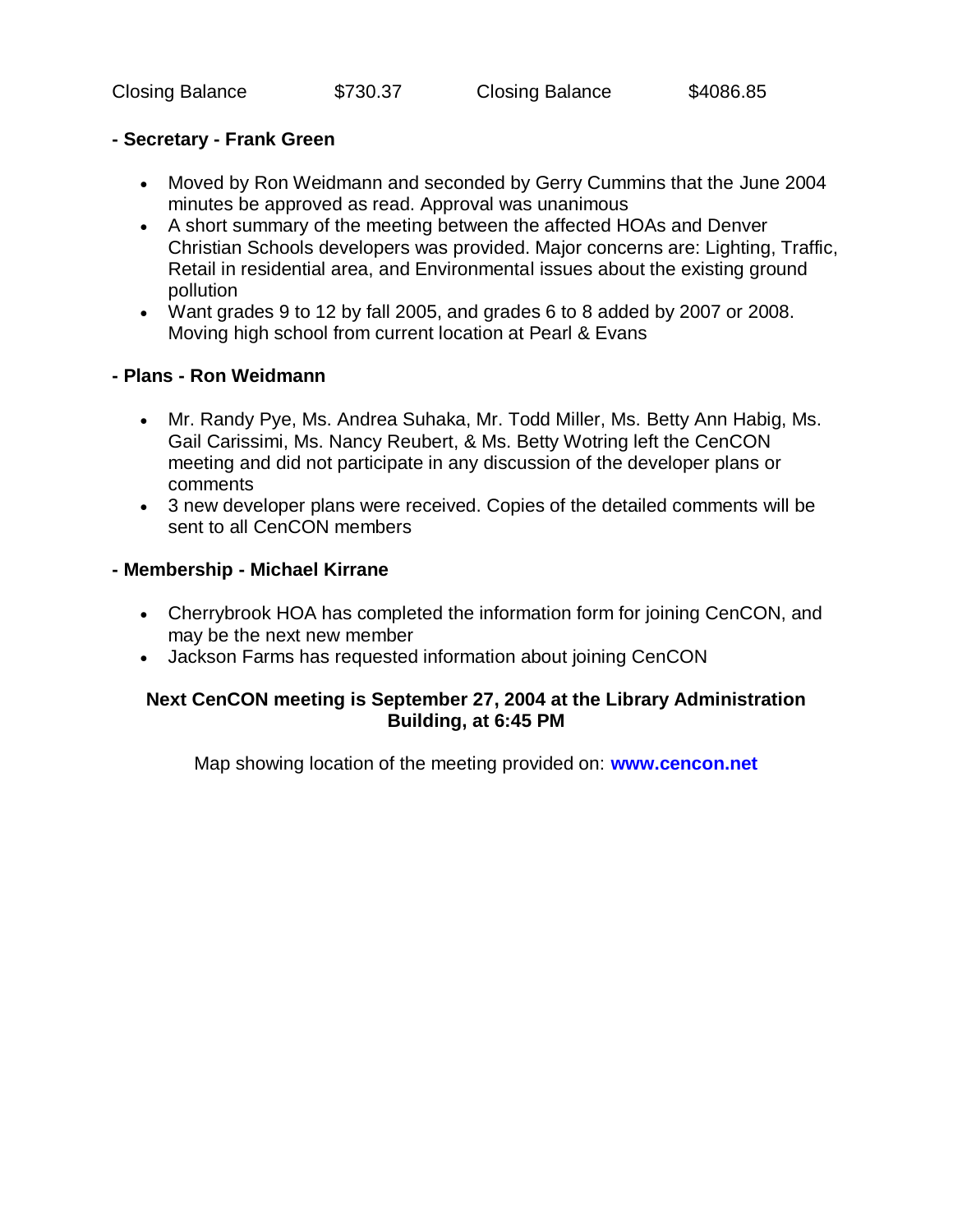| | | | |
|---|---|---|---|
| Closing Balance | $730.37 | Closing Balance | $4086.85 |

**- Secretary - Frank Green**

- Moved by Ron Weidmann and seconded by Gerry Cummins that the June 2004 minutes be approved as read. Approval was unanimous
- A short summary of the meeting between the affected HOAs and Denver Christian Schools developers was provided. Major concerns are: Lighting, Traffic, Retail in residential area, and Environmental issues about the existing ground pollution
- Want grades 9 to 12 by fall 2005, and grades 6 to 8 added by 2007 or 2008. Moving high school from current location at Pearl & Evans

**- Plans - Ron Weidmann**

- Mr. Randy Pye, Ms. Andrea Suhaka, Mr. Todd Miller, Ms. Betty Ann Habig, Ms. Gail Carissimi, Ms. Nancy Reubert, & Ms. Betty Wotring left the CenCON meeting and did not participate in any discussion of the developer plans or comments
- 3 new developer plans were received. Copies of the detailed comments will be sent to all CenCON members

**- Membership - Michael Kirrane**

- Cherrybrook HOA has completed the information form for joining CenCON, and may be the next new member
- Jackson Farms has requested information about joining CenCON

**Next CenCON meeting is September 27, 2004 at the Library Administration Building, at 6:45 PM**

Map showing location of the meeting provided on: **www.cencon.net**